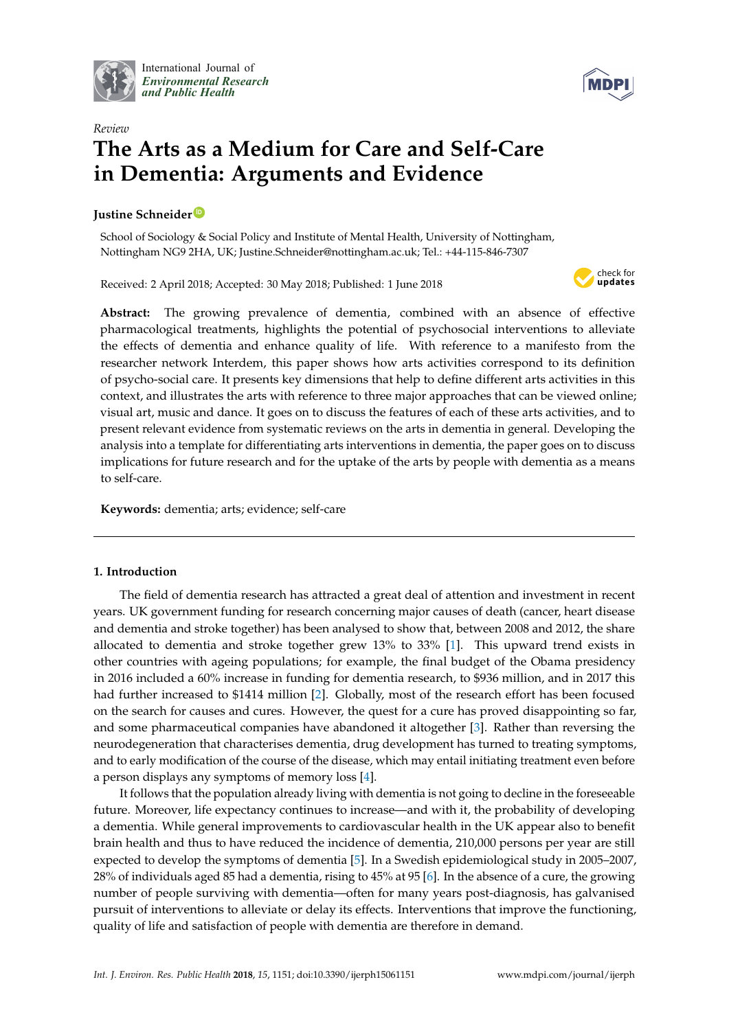International Journal of *Environmental Research and Public Health*

*Review*

# The Arts as a Medium for Care and Self-Care in Dementia: Arguments and Evidence

**Justine Schneider**

School of Sociology & Social Policy and Institute of Mental Health, University of Nottingham, Nottingham NG9 2HA, UK; Justine.Schneider@nottingham.ac.uk; Tel.: +44-115-846-7307

Received: 2 April 2018; Accepted: 30 May 2018; Published: 1 June 2018

**Abstract:** The growing prevalence of dementia, combined with an absence of effective pharmacological treatments, highlights the potential of psychosocial interventions to alleviate the effects of dementia and enhance quality of life. With reference to a manifesto from the researcher network Interdem, this paper shows how arts activities correspond to its definition of psycho-social care. It presents key dimensions that help to define different arts activities in this context, and illustrates the arts with reference to three major approaches that can be viewed online; visual art, music and dance. It goes on to discuss the features of each of these arts activities, and to present relevant evidence from systematic reviews on the arts in dementia in general. Developing the analysis into a template for differentiating arts interventions in dementia, the paper goes on to discuss implications for future research and for the uptake of the arts by people with dementia as a means to self-care.

**Keywords:** dementia; arts; evidence; self-care

## 1. Introduction

The field of dementia research has attracted a great deal of attention and investment in recent years. UK government funding for research concerning major causes of death (cancer, heart disease and dementia and stroke together) has been analysed to show that, between 2008 and 2012, the share allocated to dementia and stroke together grew 13% to 33% [1]. This upward trend exists in other countries with ageing populations; for example, the final budget of the Obama presidency in 2016 included a 60% increase in funding for dementia research, to $936 million, and in 2017 this had further increased to $1414 million [2]. Globally, most of the research effort has been focused on the search for causes and cures. However, the quest for a cure has proved disappointing so far, and some pharmaceutical companies have abandoned it altogether [3]. Rather than reversing the neurodegeneration that characterises dementia, drug development has turned to treating symptoms, and to early modification of the course of the disease, which may entail initiating treatment even before a person displays any symptoms of memory loss [4].

It follows that the population already living with dementia is not going to decline in the foreseeable future. Moreover, life expectancy continues to increase—and with it, the probability of developing a dementia. While general improvements to cardiovascular health in the UK appear also to benefit brain health and thus to have reduced the incidence of dementia, 210,000 persons per year are still expected to develop the symptoms of dementia [5]. In a Swedish epidemiological study in 2005–2007, 28% of individuals aged 85 had a dementia, rising to 45% at 95 [6]. In the absence of a cure, the growing number of people surviving with dementia—often for many years post-diagnosis, has galvanised pursuit of interventions to alleviate or delay its effects. Interventions that improve the functioning, quality of life and satisfaction of people with dementia are therefore in demand.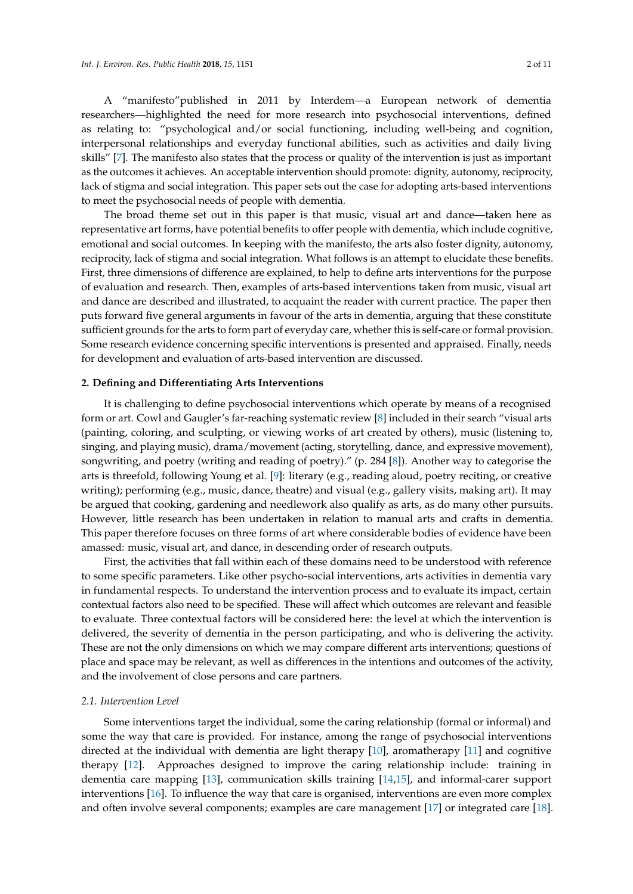A "manifesto"published in 2011 by Interdem—a European network of dementia researchers—highlighted the need for more research into psychosocial interventions, defined as relating to: "psychological and/or social functioning, including well-being and cognition, interpersonal relationships and everyday functional abilities, such as activities and daily living skills" [7]. The manifesto also states that the process or quality of the intervention is just as important as the outcomes it achieves. An acceptable intervention should promote: dignity, autonomy, reciprocity, lack of stigma and social integration. This paper sets out the case for adopting arts-based interventions to meet the psychosocial needs of people with dementia.

The broad theme set out in this paper is that music, visual art and dance—taken here as representative art forms, have potential benefits to offer people with dementia, which include cognitive, emotional and social outcomes. In keeping with the manifesto, the arts also foster dignity, autonomy, reciprocity, lack of stigma and social integration. What follows is an attempt to elucidate these benefits. First, three dimensions of difference are explained, to help to define arts interventions for the purpose of evaluation and research. Then, examples of arts-based interventions taken from music, visual art and dance are described and illustrated, to acquaint the reader with current practice. The paper then puts forward five general arguments in favour of the arts in dementia, arguing that these constitute sufficient grounds for the arts to form part of everyday care, whether this is self-care or formal provision. Some research evidence concerning specific interventions is presented and appraised. Finally, needs for development and evaluation of arts-based intervention are discussed.

## 2. Defining and Differentiating Arts Interventions

It is challenging to define psychosocial interventions which operate by means of a recognised form or art. Cowl and Gaugler's far-reaching systematic review [8] included in their search "visual arts (painting, coloring, and sculpting, or viewing works of art created by others), music (listening to, singing, and playing music), drama/movement (acting, storytelling, dance, and expressive movement), songwriting, and poetry (writing and reading of poetry)." (p. 284 [8]). Another way to categorise the arts is threefold, following Young et al. [9]: literary (e.g., reading aloud, poetry reciting, or creative writing); performing (e.g., music, dance, theatre) and visual (e.g., gallery visits, making art). It may be argued that cooking, gardening and needlework also qualify as arts, as do many other pursuits. However, little research has been undertaken in relation to manual arts and crafts in dementia. This paper therefore focuses on three forms of art where considerable bodies of evidence have been amassed: music, visual art, and dance, in descending order of research outputs.

First, the activities that fall within each of these domains need to be understood with reference to some specific parameters. Like other psycho-social interventions, arts activities in dementia vary in fundamental respects. To understand the intervention process and to evaluate its impact, certain contextual factors also need to be specified. These will affect which outcomes are relevant and feasible to evaluate. Three contextual factors will be considered here: the level at which the intervention is delivered, the severity of dementia in the person participating, and who is delivering the activity. These are not the only dimensions on which we may compare different arts interventions; questions of place and space may be relevant, as well as differences in the intentions and outcomes of the activity, and the involvement of close persons and care partners.

### 2.1. Intervention Level

Some interventions target the individual, some the caring relationship (formal or informal) and some the way that care is provided. For instance, among the range of psychosocial interventions directed at the individual with dementia are light therapy [10], aromatherapy [11] and cognitive therapy [12]. Approaches designed to improve the caring relationship include: training in dementia care mapping [13], communication skills training [14,15], and informal-carer support interventions [16]. To influence the way that care is organised, interventions are even more complex and often involve several components; examples are care management [17] or integrated care [18].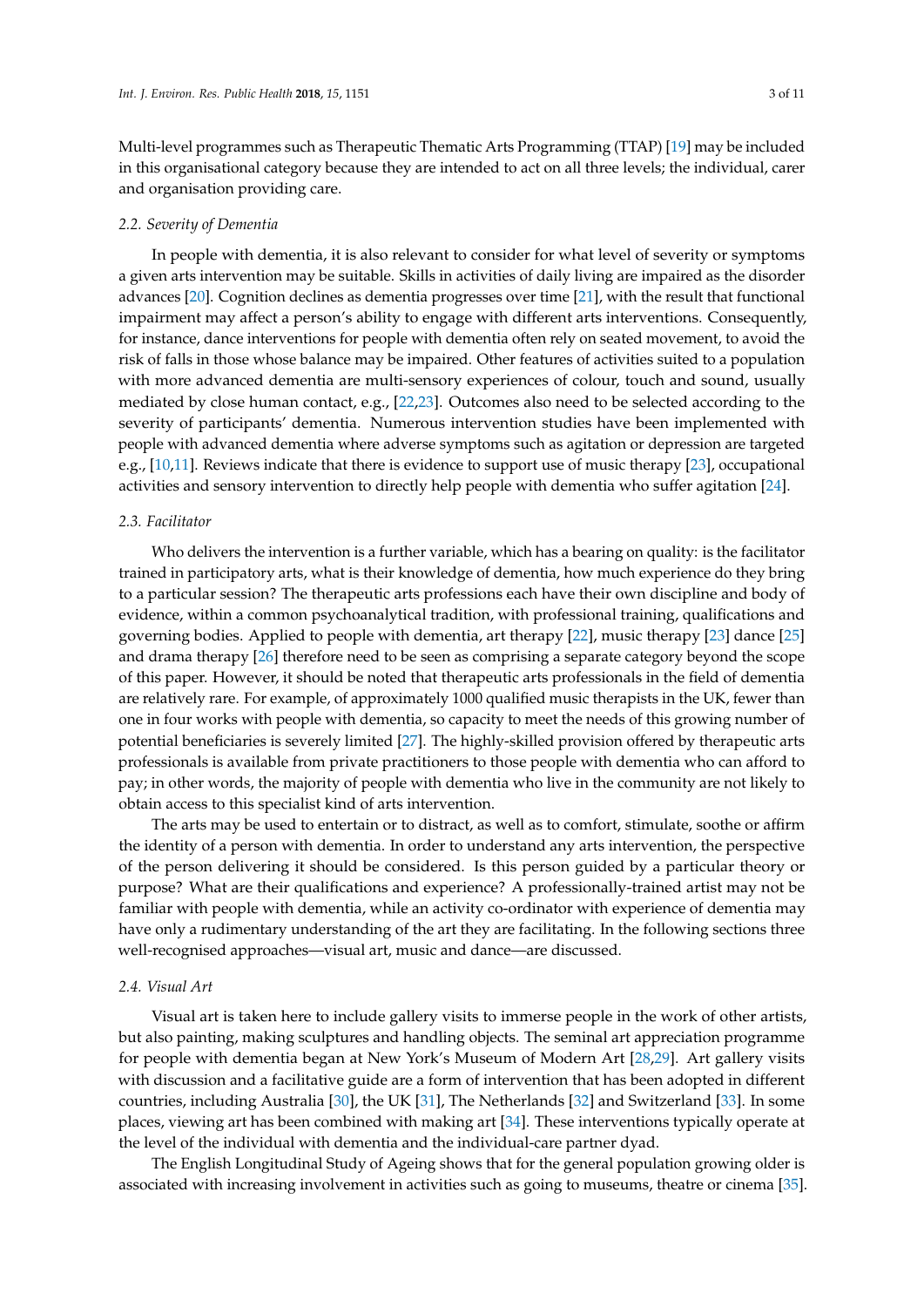Multi-level programmes such as Therapeutic Thematic Arts Programming (TTAP) [19] may be included in this organisational category because they are intended to act on all three levels; the individual, carer and organisation providing care.

### 2.2. Severity of Dementia

In people with dementia, it is also relevant to consider for what level of severity or symptoms a given arts intervention may be suitable. Skills in activities of daily living are impaired as the disorder advances [20]. Cognition declines as dementia progresses over time [21], with the result that functional impairment may affect a person's ability to engage with different arts interventions. Consequently, for instance, dance interventions for people with dementia often rely on seated movement, to avoid the risk of falls in those whose balance may be impaired. Other features of activities suited to a population with more advanced dementia are multi-sensory experiences of colour, touch and sound, usually mediated by close human contact, e.g., [22,23]. Outcomes also need to be selected according to the severity of participants' dementia. Numerous intervention studies have been implemented with people with advanced dementia where adverse symptoms such as agitation or depression are targeted e.g., [10,11]. Reviews indicate that there is evidence to support use of music therapy [23], occupational activities and sensory intervention to directly help people with dementia who suffer agitation [24].

### 2.3. Facilitator

Who delivers the intervention is a further variable, which has a bearing on quality: is the facilitator trained in participatory arts, what is their knowledge of dementia, how much experience do they bring to a particular session? The therapeutic arts professions each have their own discipline and body of evidence, within a common psychoanalytical tradition, with professional training, qualifications and governing bodies. Applied to people with dementia, art therapy [22], music therapy [23] dance [25] and drama therapy [26] therefore need to be seen as comprising a separate category beyond the scope of this paper. However, it should be noted that therapeutic arts professionals in the field of dementia are relatively rare. For example, of approximately 1000 qualified music therapists in the UK, fewer than one in four works with people with dementia, so capacity to meet the needs of this growing number of potential beneficiaries is severely limited [27]. The highly-skilled provision offered by therapeutic arts professionals is available from private practitioners to those people with dementia who can afford to pay; in other words, the majority of people with dementia who live in the community are not likely to obtain access to this specialist kind of arts intervention.

The arts may be used to entertain or to distract, as well as to comfort, stimulate, soothe or affirm the identity of a person with dementia. In order to understand any arts intervention, the perspective of the person delivering it should be considered. Is this person guided by a particular theory or purpose? What are their qualifications and experience? A professionally-trained artist may not be familiar with people with dementia, while an activity co-ordinator with experience of dementia may have only a rudimentary understanding of the art they are facilitating. In the following sections three well-recognised approaches—visual art, music and dance—are discussed.

### 2.4. Visual Art

Visual art is taken here to include gallery visits to immerse people in the work of other artists, but also painting, making sculptures and handling objects. The seminal art appreciation programme for people with dementia began at New York's Museum of Modern Art [28,29]. Art gallery visits with discussion and a facilitative guide are a form of intervention that has been adopted in different countries, including Australia [30], the UK [31], The Netherlands [32] and Switzerland [33]. In some places, viewing art has been combined with making art [34]. These interventions typically operate at the level of the individual with dementia and the individual-care partner dyad.

The English Longitudinal Study of Ageing shows that for the general population growing older is associated with increasing involvement in activities such as going to museums, theatre or cinema [35].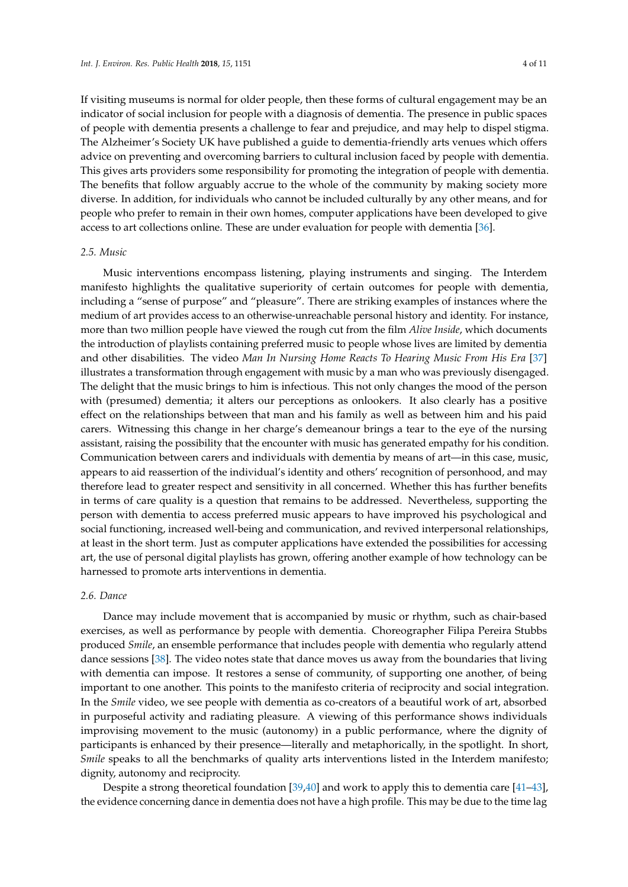If visiting museums is normal for older people, then these forms of cultural engagement may be an indicator of social inclusion for people with a diagnosis of dementia. The presence in public spaces of people with dementia presents a challenge to fear and prejudice, and may help to dispel stigma. The Alzheimer's Society UK have published a guide to dementia-friendly arts venues which offers advice on preventing and overcoming barriers to cultural inclusion faced by people with dementia. This gives arts providers some responsibility for promoting the integration of people with dementia. The benefits that follow arguably accrue to the whole of the community by making society more diverse. In addition, for individuals who cannot be included culturally by any other means, and for people who prefer to remain in their own homes, computer applications have been developed to give access to art collections online. These are under evaluation for people with dementia [36].

### *2.5. Music*

Music interventions encompass listening, playing instruments and singing. The Interdem manifesto highlights the qualitative superiority of certain outcomes for people with dementia, including a "sense of purpose" and "pleasure". There are striking examples of instances where the medium of art provides access to an otherwise-unreachable personal history and identity. For instance, more than two million people have viewed the rough cut from the film *Alive Inside*, which documents the introduction of playlists containing preferred music to people whose lives are limited by dementia and other disabilities. The video *Man In Nursing Home Reacts To Hearing Music From His Era* [37] illustrates a transformation through engagement with music by a man who was previously disengaged. The delight that the music brings to him is infectious. This not only changes the mood of the person with (presumed) dementia; it alters our perceptions as onlookers. It also clearly has a positive effect on the relationships between that man and his family as well as between him and his paid carers. Witnessing this change in her charge's demeanour brings a tear to the eye of the nursing assistant, raising the possibility that the encounter with music has generated empathy for his condition. Communication between carers and individuals with dementia by means of art—in this case, music, appears to aid reassertion of the individual's identity and others' recognition of personhood, and may therefore lead to greater respect and sensitivity in all concerned. Whether this has further benefits in terms of care quality is a question that remains to be addressed. Nevertheless, supporting the person with dementia to access preferred music appears to have improved his psychological and social functioning, increased well-being and communication, and revived interpersonal relationships, at least in the short term. Just as computer applications have extended the possibilities for accessing art, the use of personal digital playlists has grown, offering another example of how technology can be harnessed to promote arts interventions in dementia.

### *2.6. Dance*

Dance may include movement that is accompanied by music or rhythm, such as chair-based exercises, as well as performance by people with dementia. Choreographer Filipa Pereira Stubbs produced *Smile*, an ensemble performance that includes people with dementia who regularly attend dance sessions [38]. The video notes state that dance moves us away from the boundaries that living with dementia can impose. It restores a sense of community, of supporting one another, of being important to one another. This points to the manifesto criteria of reciprocity and social integration. In the *Smile* video, we see people with dementia as co-creators of a beautiful work of art, absorbed in purposeful activity and radiating pleasure. A viewing of this performance shows individuals improvising movement to the music (autonomy) in a public performance, where the dignity of participants is enhanced by their presence—literally and metaphorically, in the spotlight. In short, *Smile* speaks to all the benchmarks of quality arts interventions listed in the Interdem manifesto; dignity, autonomy and reciprocity.

Despite a strong theoretical foundation [39,40] and work to apply this to dementia care [41–43], the evidence concerning dance in dementia does not have a high profile. This may be due to the time lag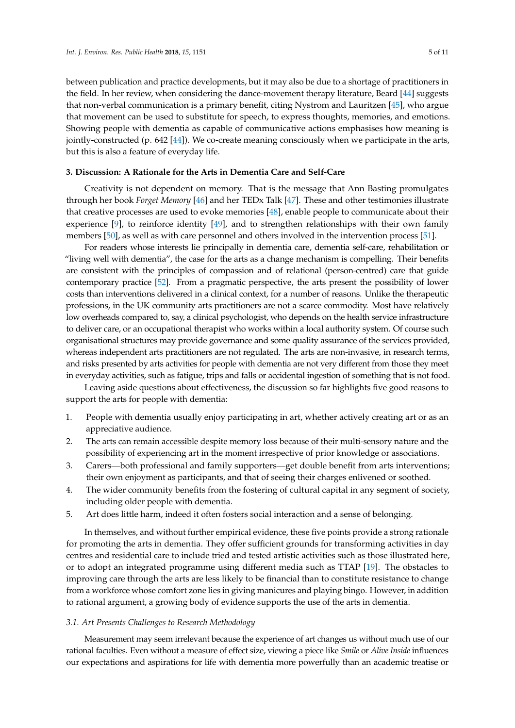between publication and practice developments, but it may also be due to a shortage of practitioners in the field. In her review, when considering the dance-movement therapy literature, Beard [44] suggests that non-verbal communication is a primary benefit, citing Nystrom and Lauritzen [45], who argue that movement can be used to substitute for speech, to express thoughts, memories, and emotions. Showing people with dementia as capable of communicative actions emphasises how meaning is jointly-constructed (p. 642 [44]). We co-create meaning consciously when we participate in the arts, but this is also a feature of everyday life.

## 3. Discussion: A Rationale for the Arts in Dementia Care and Self-Care

Creativity is not dependent on memory. That is the message that Ann Basting promulgates through her book *Forget Memory* [46] and her TEDx Talk [47]. These and other testimonies illustrate that creative processes are used to evoke memories [48], enable people to communicate about their experience [9], to reinforce identity [49], and to strengthen relationships with their own family members [50], as well as with care personnel and others involved in the intervention process [51].

For readers whose interests lie principally in dementia care, dementia self-care, rehabilitation or "living well with dementia", the case for the arts as a change mechanism is compelling. Their benefits are consistent with the principles of compassion and of relational (person-centred) care that guide contemporary practice [52]. From a pragmatic perspective, the arts present the possibility of lower costs than interventions delivered in a clinical context, for a number of reasons. Unlike the therapeutic professions, in the UK community arts practitioners are not a scarce commodity. Most have relatively low overheads compared to, say, a clinical psychologist, who depends on the health service infrastructure to deliver care, or an occupational therapist who works within a local authority system. Of course such organisational structures may provide governance and some quality assurance of the services provided, whereas independent arts practitioners are not regulated. The arts are non-invasive, in research terms, and risks presented by arts activities for people with dementia are not very different from those they meet in everyday activities, such as fatigue, trips and falls or accidental ingestion of something that is not food.

Leaving aside questions about effectiveness, the discussion so far highlights five good reasons to support the arts for people with dementia:

1. People with dementia usually enjoy participating in art, whether actively creating art or as an appreciative audience.
2. The arts can remain accessible despite memory loss because of their multi-sensory nature and the possibility of experiencing art in the moment irrespective of prior knowledge or associations.
3. Carers—both professional and family supporters—get double benefit from arts interventions; their own enjoyment as participants, and that of seeing their charges enlivened or soothed.
4. The wider community benefits from the fostering of cultural capital in any segment of society, including older people with dementia.
5. Art does little harm, indeed it often fosters social interaction and a sense of belonging.

In themselves, and without further empirical evidence, these five points provide a strong rationale for promoting the arts in dementia. They offer sufficient grounds for transforming activities in day centres and residential care to include tried and tested artistic activities such as those illustrated here, or to adopt an integrated programme using different media such as TTAP [19]. The obstacles to improving care through the arts are less likely to be financial than to constitute resistance to change from a workforce whose comfort zone lies in giving manicures and playing bingo. However, in addition to rational argument, a growing body of evidence supports the use of the arts in dementia.

### 3.1. Art Presents Challenges to Research Methodology

Measurement may seem irrelevant because the experience of art changes us without much use of our rational faculties. Even without a measure of effect size, viewing a piece like *Smile* or *Alive Inside* influences our expectations and aspirations for life with dementia more powerfully than an academic treatise or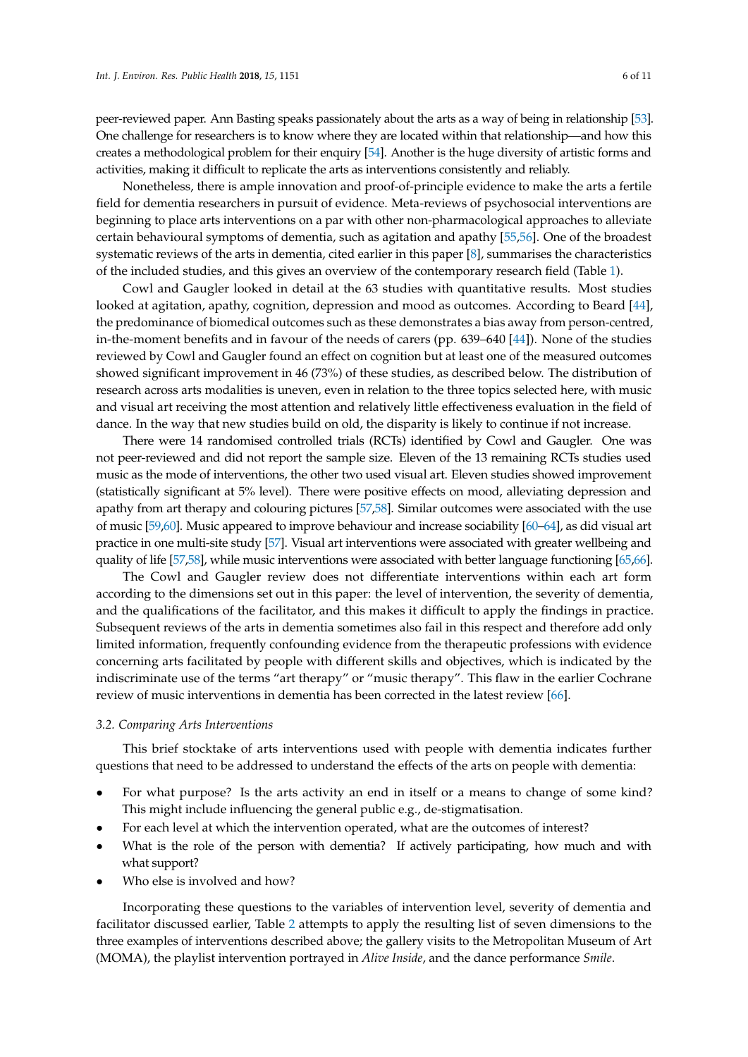peer-reviewed paper. Ann Basting speaks passionately about the arts as a way of being in relationship [53]. One challenge for researchers is to know where they are located within that relationship—and how this creates a methodological problem for their enquiry [54]. Another is the huge diversity of artistic forms and activities, making it difficult to replicate the arts as interventions consistently and reliably.

Nonetheless, there is ample innovation and proof-of-principle evidence to make the arts a fertile field for dementia researchers in pursuit of evidence. Meta-reviews of psychosocial interventions are beginning to place arts interventions on a par with other non-pharmacological approaches to alleviate certain behavioural symptoms of dementia, such as agitation and apathy [55,56]. One of the broadest systematic reviews of the arts in dementia, cited earlier in this paper [8], summarises the characteristics of the included studies, and this gives an overview of the contemporary research field (Table 1).

Cowl and Gaugler looked in detail at the 63 studies with quantitative results. Most studies looked at agitation, apathy, cognition, depression and mood as outcomes. According to Beard [44], the predominance of biomedical outcomes such as these demonstrates a bias away from person-centred, in-the-moment benefits and in favour of the needs of carers (pp. 639–640 [44]). None of the studies reviewed by Cowl and Gaugler found an effect on cognition but at least one of the measured outcomes showed significant improvement in 46 (73%) of these studies, as described below. The distribution of research across arts modalities is uneven, even in relation to the three topics selected here, with music and visual art receiving the most attention and relatively little effectiveness evaluation in the field of dance. In the way that new studies build on old, the disparity is likely to continue if not increase.

There were 14 randomised controlled trials (RCTs) identified by Cowl and Gaugler. One was not peer-reviewed and did not report the sample size. Eleven of the 13 remaining RCTs studies used music as the mode of interventions, the other two used visual art. Eleven studies showed improvement (statistically significant at 5% level). There were positive effects on mood, alleviating depression and apathy from art therapy and colouring pictures [57,58]. Similar outcomes were associated with the use of music [59,60]. Music appeared to improve behaviour and increase sociability [60–64], as did visual art practice in one multi-site study [57]. Visual art interventions were associated with greater wellbeing and quality of life [57,58], while music interventions were associated with better language functioning [65,66].

The Cowl and Gaugler review does not differentiate interventions within each art form according to the dimensions set out in this paper: the level of intervention, the severity of dementia, and the qualifications of the facilitator, and this makes it difficult to apply the findings in practice. Subsequent reviews of the arts in dementia sometimes also fail in this respect and therefore add only limited information, frequently confounding evidence from the therapeutic professions with evidence concerning arts facilitated by people with different skills and objectives, which is indicated by the indiscriminate use of the terms "art therapy" or "music therapy". This flaw in the earlier Cochrane review of music interventions in dementia has been corrected in the latest review [66].

### 3.2. Comparing Arts Interventions

This brief stocktake of arts interventions used with people with dementia indicates further questions that need to be addressed to understand the effects of the arts on people with dementia:

- For what purpose? Is the arts activity an end in itself or a means to change of some kind? This might include influencing the general public e.g., de-stigmatisation.
- For each level at which the intervention operated, what are the outcomes of interest?
- What is the role of the person with dementia? If actively participating, how much and with what support?
- Who else is involved and how?

Incorporating these questions to the variables of intervention level, severity of dementia and facilitator discussed earlier, Table 2 attempts to apply the resulting list of seven dimensions to the three examples of interventions described above; the gallery visits to the Metropolitan Museum of Art (MOMA), the playlist intervention portrayed in *Alive Inside*, and the dance performance *Smile*.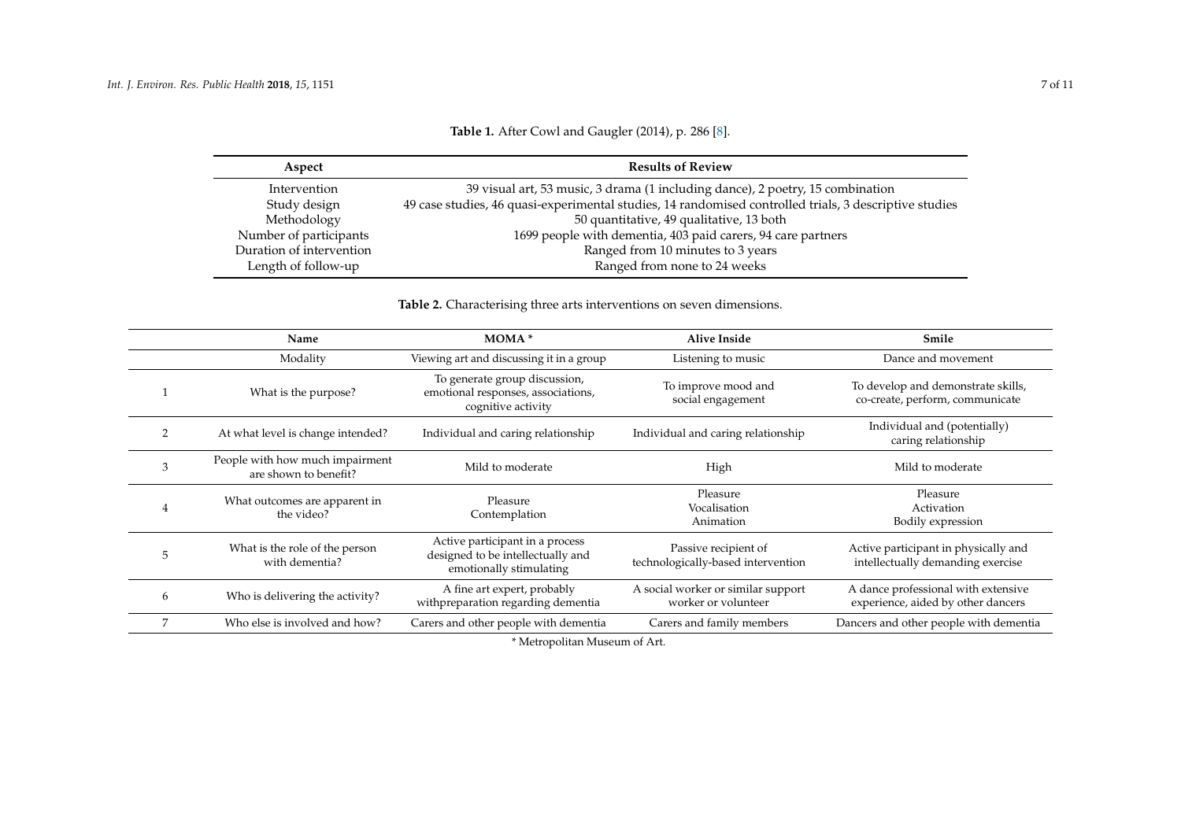**Table 1.** After Cowl and Gaugler (2014), p. 286 [8].

| Aspect | Results of Review |
|---|---|
| Intervention | 39 visual art, 53 music, 3 drama (1 including dance), 2 poetry, 15 combination |
| Study design | 49 case studies, 46 quasi-experimental studies, 14 randomised controlled trials, 3 descriptive studies |
| Methodology | 50 quantitative, 49 qualitative, 13 both |
| Number of participants | 1699 people with dementia, 403 paid carers, 94 care partners |
| Duration of intervention | Ranged from 10 minutes to 3 years |
| Length of follow-up | Ranged from none to 24 weeks |

**Table 2.** Characterising three arts interventions on seven dimensions.

| | Name | MOMA * | Alive Inside | Smile |
|---|---|---|---|---|
| | Modality | Viewing art and discussing it in a group | Listening to music | Dance and movement |
| 1 | What is the purpose? | To generate group discussion, emotional responses, associations, cognitive activity | To improve mood and social engagement | To develop and demonstrate skills, co-create, perform, communicate |
| 2 | At what level is change intended? | Individual and caring relationship | Individual and caring relationship | Individual and (potentially) caring relationship |
| 3 | People with how much impairment are shown to benefit? | Mild to moderate | High | Mild to moderate |
| 4 | What outcomes are apparent in the video? | Pleasure<br>Contemplation | Pleasure<br>Vocalisation<br>Animation | Pleasure<br>Activation<br>Bodily expression |
| 5 | What is the role of the person with dementia? | Active participant in a process designed to be intellectually and emotionally stimulating | Passive recipient of technologically-based intervention | Active participant in physically and intellectually demanding exercise |
| 6 | Who is delivering the activity? | A fine art expert, probably withpreparation regarding dementia | A social worker or similar support worker or volunteer | A dance professional with extensive experience, aided by other dancers |
| 7 | Who else is involved and how? | Carers and other people with dementia | Carers and family members | Dancers and other people with dementia |

* Metropolitan Museum of Art.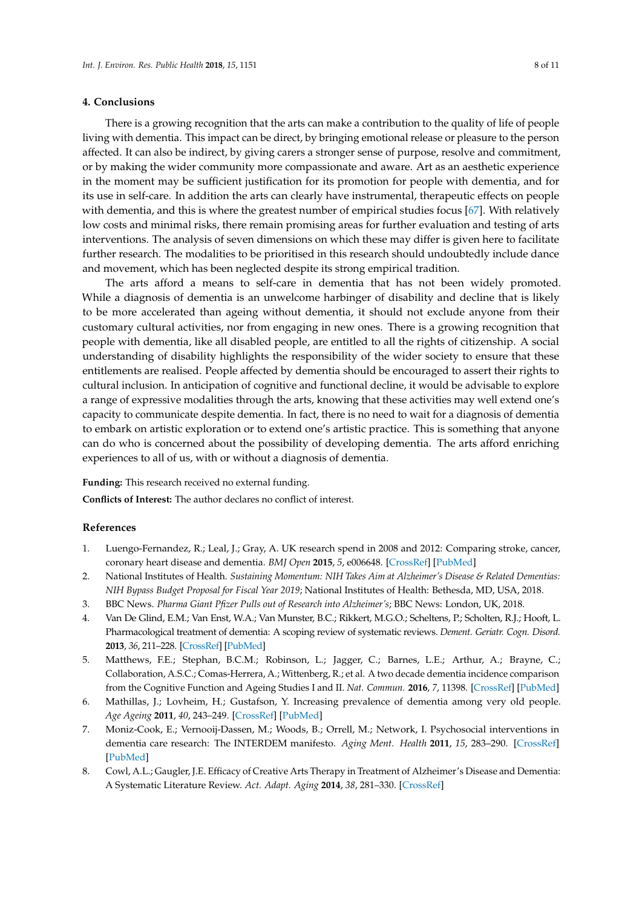## 4. Conclusions

There is a growing recognition that the arts can make a contribution to the quality of life of people living with dementia. This impact can be direct, by bringing emotional release or pleasure to the person affected. It can also be indirect, by giving carers a stronger sense of purpose, resolve and commitment, or by making the wider community more compassionate and aware. Art as an aesthetic experience in the moment may be sufficient justification for its promotion for people with dementia, and for its use in self-care. In addition the arts can clearly have instrumental, therapeutic effects on people with dementia, and this is where the greatest number of empirical studies focus [67]. With relatively low costs and minimal risks, there remain promising areas for further evaluation and testing of arts interventions. The analysis of seven dimensions on which these may differ is given here to facilitate further research. The modalities to be prioritised in this research should undoubtedly include dance and movement, which has been neglected despite its strong empirical tradition.

The arts afford a means to self-care in dementia that has not been widely promoted. While a diagnosis of dementia is an unwelcome harbinger of disability and decline that is likely to be more accelerated than ageing without dementia, it should not exclude anyone from their customary cultural activities, nor from engaging in new ones. There is a growing recognition that people with dementia, like all disabled people, are entitled to all the rights of citizenship. A social understanding of disability highlights the responsibility of the wider society to ensure that these entitlements are realised. People affected by dementia should be encouraged to assert their rights to cultural inclusion. In anticipation of cognitive and functional decline, it would be advisable to explore a range of expressive modalities through the arts, knowing that these activities may well extend one's capacity to communicate despite dementia. In fact, there is no need to wait for a diagnosis of dementia to embark on artistic exploration or to extend one's artistic practice. This is something that anyone can do who is concerned about the possibility of developing dementia. The arts afford enriching experiences to all of us, with or without a diagnosis of dementia.

**Funding:** This research received no external funding.

**Conflicts of Interest:** The author declares no conflict of interest.

## References

1. Luengo-Fernandez, R.; Leal, J.; Gray, A. UK research spend in 2008 and 2012: Comparing stroke, cancer, coronary heart disease and dementia. *BMJ Open* **2015**, *5*, e006648. [CrossRef] [PubMed]
2. National Institutes of Health. *Sustaining Momentum: NIH Takes Aim at Alzheimer's Disease & Related Dementias: NIH Bypass Budget Proposal for Fiscal Year 2019*; National Institutes of Health: Bethesda, MD, USA, 2018.
3. BBC News. *Pharma Giant Pfizer Pulls out of Research into Alzheimer's*; BBC News: London, UK, 2018.
4. Van De Glind, E.M.; Van Enst, W.A.; Van Munster, B.C.; Rikkert, M.G.O.; Scheltens, P.; Scholten, R.J.; Hooft, L. Pharmacological treatment of dementia: A scoping review of systematic reviews. *Dement. Geriatr. Cogn. Disord.* **2013**, *36*, 211–228. [CrossRef] [PubMed]
5. Matthews, F.E.; Stephan, B.C.M.; Robinson, L.; Jagger, C.; Barnes, L.E.; Arthur, A.; Brayne, C.; Collaboration, A.S.C.; Comas-Herrera, A.; Wittenberg, R.; et al. A two decade dementia incidence comparison from the Cognitive Function and Ageing Studies I and II. *Nat. Commun.* **2016**, *7*, 11398. [CrossRef] [PubMed]
6. Mathillas, J.; Lovheim, H.; Gustafson, Y. Increasing prevalence of dementia among very old people. *Age Ageing* **2011**, *40*, 243–249. [CrossRef] [PubMed]
7. Moniz-Cook, E.; Vernooij-Dassen, M.; Woods, B.; Orrell, M.; Network, I. Psychosocial interventions in dementia care research: The INTERDEM manifesto. *Aging Ment. Health* **2011**, *15*, 283–290. [CrossRef] [PubMed]
8. Cowl, A.L.; Gaugler, J.E. Efficacy of Creative Arts Therapy in Treatment of Alzheimer's Disease and Dementia: A Systematic Literature Review. *Act. Adapt. Aging* **2014**, *38*, 281–330. [CrossRef]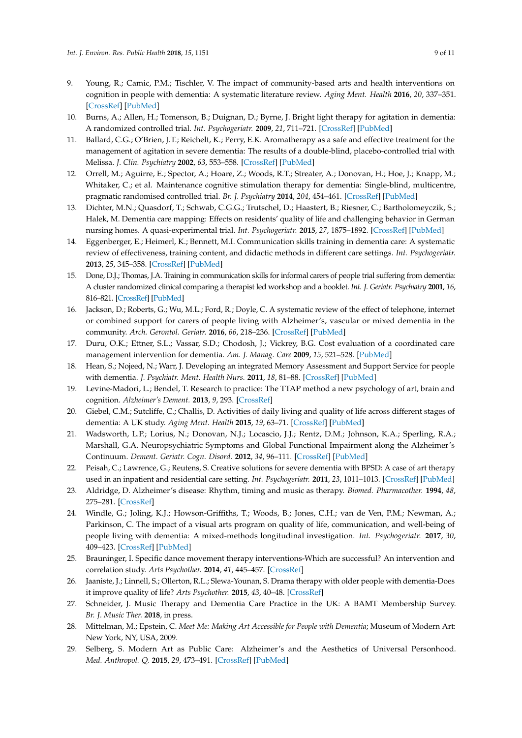9. Young, R.; Camic, P.M.; Tischler, V. The impact of community-based arts and health interventions on cognition in people with dementia: A systematic literature review. *Aging Ment. Health* **2016**, *20*, 337–351. [CrossRef] [PubMed]
10. Burns, A.; Allen, H.; Tomenson, B.; Duignan, D.; Byrne, J. Bright light therapy for agitation in dementia: A randomized controlled trial. *Int. Psychogeriatr.* **2009**, *21*, 711–721. [CrossRef] [PubMed]
11. Ballard, C.G.; O'Brien, J.T.; Reichelt, K.; Perry, E.K. Aromatherapy as a safe and effective treatment for the management of agitation in severe dementia: The results of a double-blind, placebo-controlled trial with Melissa. *J. Clin. Psychiatry* **2002**, *63*, 553–558. [CrossRef] [PubMed]
12. Orrell, M.; Aguirre, E.; Spector, A.; Hoare, Z.; Woods, R.T.; Streater, A.; Donovan, H.; Hoe, J.; Knapp, M.; Whitaker, C.; et al. Maintenance cognitive stimulation therapy for dementia: Single-blind, multicentre, pragmatic randomised controlled trial. *Br. J. Psychiatry* **2014**, *204*, 454–461. [CrossRef] [PubMed]
13. Dichter, M.N.; Quasdorf, T.; Schwab, C.G.G.; Trutschel, D.; Haastert, B.; Riesner, C.; Bartholomeyczik, S.; Halek, M. Dementia care mapping: Effects on residents' quality of life and challenging behavior in German nursing homes. A quasi-experimental trial. *Int. Psychogeriatr.* **2015**, *27*, 1875–1892. [CrossRef] [PubMed]
14. Eggenberger, E.; Heimerl, K.; Bennett, M.I. Communication skills training in dementia care: A systematic review of effectiveness, training content, and didactic methods in different care settings. *Int. Psychogeriatr.* **2013**, *25*, 345–358. [CrossRef] [PubMed]
15. Done, D.J.; Thomas, J.A. Training in communication skills for informal carers of people trial suffering from dementia: A cluster randomized clinical comparing a therapist led workshop and a booklet. *Int. J. Geriatr. Psychiatry* **2001**, *16*, 816–821. [CrossRef] [PubMed]
16. Jackson, D.; Roberts, G.; Wu, M.L.; Ford, R.; Doyle, C. A systematic review of the effect of telephone, internet or combined support for carers of people living with Alzheimer's, vascular or mixed dementia in the community. *Arch. Gerontol. Geriatr.* **2016**, *66*, 218–236. [CrossRef] [PubMed]
17. Duru, O.K.; Ettner, S.L.; Vassar, S.D.; Chodosh, J.; Vickrey, B.G. Cost evaluation of a coordinated care management intervention for dementia. *Am. J. Manag. Care* **2009**, *15*, 521–528. [PubMed]
18. Hean, S.; Nojeed, N.; Warr, J. Developing an integrated Memory Assessment and Support Service for people with dementia. *J. Psychiatr. Ment. Health Nurs.* **2011**, *18*, 81–88. [CrossRef] [PubMed]
19. Levine-Madori, L.; Bendel, T. Research to practice: The TTAP method a new psychology of art, brain and cognition. *Alzheimer's Dement.* **2013**, *9*, 293. [CrossRef]
20. Giebel, C.M.; Sutcliffe, C.; Challis, D. Activities of daily living and quality of life across different stages of dementia: A UK study. *Aging Ment. Health* **2015**, *19*, 63–71. [CrossRef] [PubMed]
21. Wadsworth, L.P.; Lorius, N.; Donovan, N.J.; Locascio, J.J.; Rentz, D.M.; Johnson, K.A.; Sperling, R.A.; Marshall, G.A. Neuropsychiatric Symptoms and Global Functional Impairment along the Alzheimer's Continuum. *Dement. Geriatr. Cogn. Disord.* **2012**, *34*, 96–111. [CrossRef] [PubMed]
22. Peisah, C.; Lawrence, G.; Reutens, S. Creative solutions for severe dementia with BPSD: A case of art therapy used in an inpatient and residential care setting. *Int. Psychogeriatr.* **2011**, *23*, 1011–1013. [CrossRef] [PubMed]
23. Aldridge, D. Alzheimer's disease: Rhythm, timing and music as therapy. *Biomed. Pharmacother.* **1994**, *48*, 275–281. [CrossRef]
24. Windle, G.; Joling, K.J.; Howson-Griffiths, T.; Woods, B.; Jones, C.H.; van de Ven, P.M.; Newman, A.; Parkinson, C. The impact of a visual arts program on quality of life, communication, and well-being of people living with dementia: A mixed-methods longitudinal investigation. *Int. Psychogeriatr.* **2017**, *30*, 409–423. [CrossRef] [PubMed]
25. Brauninger, I. Specific dance movement therapy interventions-Which are successful? An intervention and correlation study. *Arts Psychother.* **2014**, *41*, 445–457. [CrossRef]
26. Jaaniste, J.; Linnell, S.; Ollerton, R.L.; Slewa-Younan, S. Drama therapy with older people with dementia-Does it improve quality of life? *Arts Psychother.* **2015**, *43*, 40–48. [CrossRef]
27. Schneider, J. Music Therapy and Dementia Care Practice in the UK: A BAMT Membership Survey. *Br. J. Music Ther.* **2018**, in press.
28. Mittelman, M.; Epstein, C. *Meet Me: Making Art Accessible for People with Dementia*; Museum of Modern Art: New York, NY, USA, 2009.
29. Selberg, S. Modern Art as Public Care: Alzheimer's and the Aesthetics of Universal Personhood. *Med. Anthropol. Q.* **2015**, *29*, 473–491. [CrossRef] [PubMed]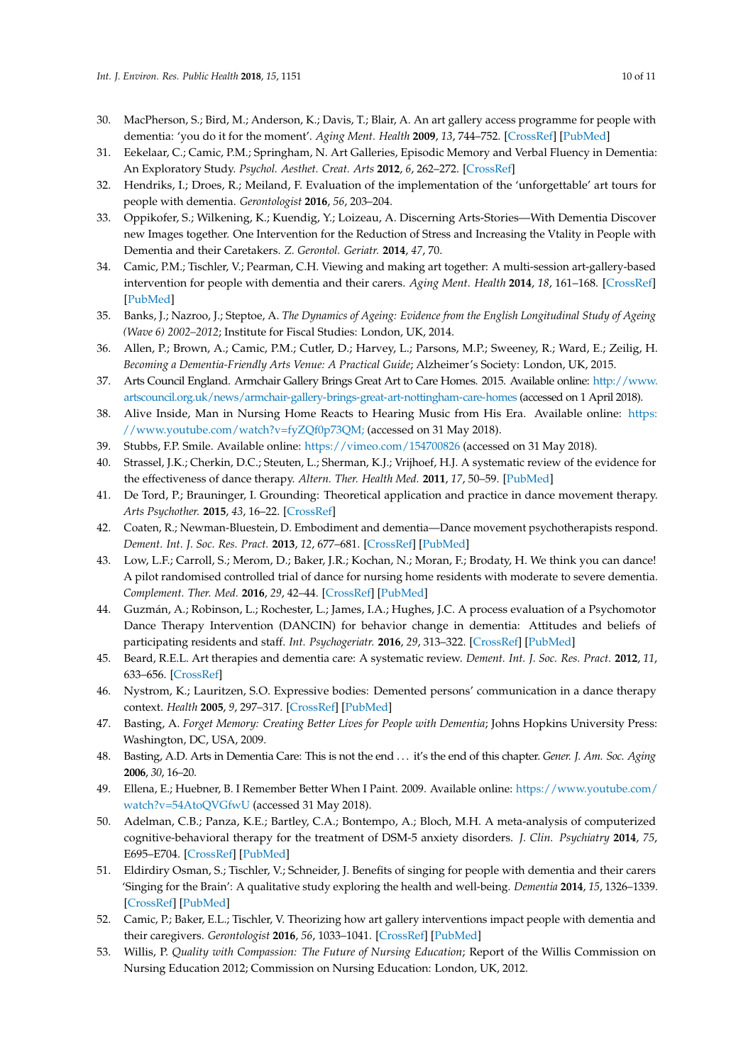30. MacPherson, S.; Bird, M.; Anderson, K.; Davis, T.; Blair, A. An art gallery access programme for people with dementia: 'you do it for the moment'. *Aging Ment. Health* **2009**, *13*, 744–752. [CrossRef] [PubMed]
31. Eekelaar, C.; Camic, P.M.; Springham, N. Art Galleries, Episodic Memory and Verbal Fluency in Dementia: An Exploratory Study. *Psychol. Aesthet. Creat. Arts* **2012**, *6*, 262–272. [CrossRef]
32. Hendriks, I.; Droes, R.; Meiland, F. Evaluation of the implementation of the 'unforgettable' art tours for people with dementia. *Gerontologist* **2016**, *56*, 203–204.
33. Oppikofer, S.; Wilkening, K.; Kuendig, Y.; Loizeau, A. Discerning Arts-Stories—With Dementia Discover new Images together. One Intervention for the Reduction of Stress and Increasing the Vtality in People with Dementia and their Caretakers. *Z. Gerontol. Geriatr.* **2014**, *47*, 70.
34. Camic, P.M.; Tischler, V.; Pearman, C.H. Viewing and making art together: A multi-session art-gallery-based intervention for people with dementia and their carers. *Aging Ment. Health* **2014**, *18*, 161–168. [CrossRef] [PubMed]
35. Banks, J.; Nazroo, J.; Steptoe, A. *The Dynamics of Ageing: Evidence from the English Longitudinal Study of Ageing (Wave 6) 2002–2012*; Institute for Fiscal Studies: London, UK, 2014.
36. Allen, P.; Brown, A.; Camic, P.M.; Cutler, D.; Harvey, L.; Parsons, M.P.; Sweeney, R.; Ward, E.; Zeilig, H. *Becoming a Dementia-Friendly Arts Venue: A Practical Guide*; Alzheimer's Society: London, UK, 2015.
37. Arts Council England. Armchair Gallery Brings Great Art to Care Homes. 2015. Available online: http://www.artscouncil.org.uk/news/armchair-gallery-brings-great-art-nottingham-care-homes (accessed on 1 April 2018).
38. Alive Inside, Man in Nursing Home Reacts to Hearing Music from His Era. Available online: https://www.youtube.com/watch?v=fyZQf0p73QM; (accessed on 31 May 2018).
39. Stubbs, F.P. Smile. Available online: https://vimeo.com/154700826 (accessed on 31 May 2018).
40. Strassel, J.K.; Cherkin, D.C.; Steuten, L.; Sherman, K.J.; Vrijhoef, H.J. A systematic review of the evidence for the effectiveness of dance therapy. *Altern. Ther. Health Med.* **2011**, *17*, 50–59. [PubMed]
41. De Tord, P.; Brauninger, I. Grounding: Theoretical application and practice in dance movement therapy. *Arts Psychother.* **2015**, *43*, 16–22. [CrossRef]
42. Coaten, R.; Newman-Bluestein, D. Embodiment and dementia—Dance movement psychotherapists respond. *Dement. Int. J. Soc. Res. Pract.* **2013**, *12*, 677–681. [CrossRef] [PubMed]
43. Low, L.F.; Carroll, S.; Merom, D.; Baker, J.R.; Kochan, N.; Moran, F.; Brodaty, H. We think you can dance! A pilot randomised controlled trial of dance for nursing home residents with moderate to severe dementia. *Complement. Ther. Med.* **2016**, *29*, 42–44. [CrossRef] [PubMed]
44. Guzmán, A.; Robinson, L.; Rochester, L.; James, I.A.; Hughes, J.C. A process evaluation of a Psychomotor Dance Therapy Intervention (DANCIN) for behavior change in dementia: Attitudes and beliefs of participating residents and staff. *Int. Psychogeriatr.* **2016**, *29*, 313–322. [CrossRef] [PubMed]
45. Beard, R.E.L. Art therapies and dementia care: A systematic review. *Dement. Int. J. Soc. Res. Pract.* **2012**, *11*, 633–656. [CrossRef]
46. Nystrom, K.; Lauritzen, S.O. Expressive bodies: Demented persons' communication in a dance therapy context. *Health* **2005**, *9*, 297–317. [CrossRef] [PubMed]
47. Basting, A. *Forget Memory: Creating Better Lives for People with Dementia*; Johns Hopkins University Press: Washington, DC, USA, 2009.
48. Basting, A.D. Arts in Dementia Care: This is not the end ... it's the end of this chapter. *Gener. J. Am. Soc. Aging* **2006**, *30*, 16–20.
49. Ellena, E.; Huebner, B. I Remember Better When I Paint. 2009. Available online: https://www.youtube.com/watch?v=54AtoQVGfwU (accessed 31 May 2018).
50. Adelman, C.B.; Panza, K.E.; Bartley, C.A.; Bontempo, A.; Bloch, M.H. A meta-analysis of computerized cognitive-behavioral therapy for the treatment of DSM-5 anxiety disorders. *J. Clin. Psychiatry* **2014**, *75*, E695–E704. [CrossRef] [PubMed]
51. Eldirdiry Osman, S.; Tischler, V.; Schneider, J. Benefits of singing for people with dementia and their carers 'Singing for the Brain': A qualitative study exploring the health and well-being. *Dementia* **2014**, *15*, 1326–1339. [CrossRef] [PubMed]
52. Camic, P.; Baker, E.L.; Tischler, V. Theorizing how art gallery interventions impact people with dementia and their caregivers. *Gerontologist* **2016**, *56*, 1033–1041. [CrossRef] [PubMed]
53. Willis, P. *Quality with Compassion: The Future of Nursing Education*; Report of the Willis Commission on Nursing Education 2012; Commission on Nursing Education: London, UK, 2012.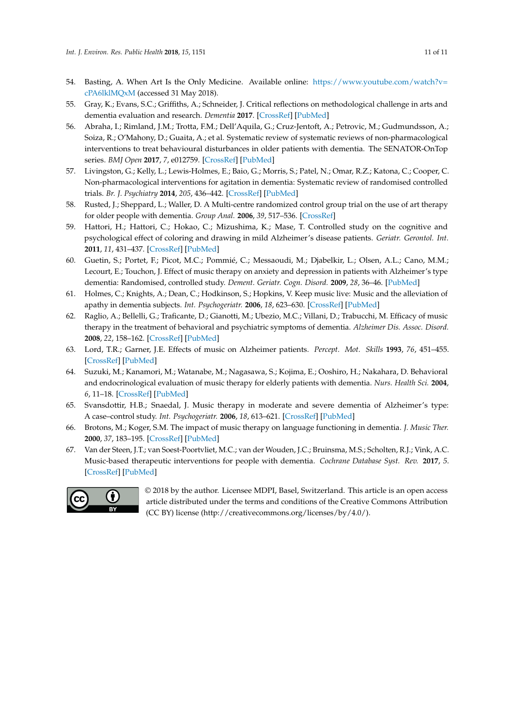54. Basting, A. When Art Is the Only Medicine. Available online: https://www.youtube.com/watch?v=cPA6lklMQxM (accessed 31 May 2018).
55. Gray, K.; Evans, S.C.; Griffiths, A.; Schneider, J. Critical reflections on methodological challenge in arts and dementia evaluation and research. *Dementia* **2017**. [CrossRef] [PubMed]
56. Abraha, I.; Rimland, J.M.; Trotta, F.M.; Dell'Aquila, G.; Cruz-Jentoft, A.; Petrovic, M.; Gudmundsson, A.; Soiza, R.; O'Mahony, D.; Guaita, A.; et al. Systematic review of systematic reviews of non-pharmacological interventions to treat behavioural disturbances in older patients with dementia. The SENATOR-OnTop series. *BMJ Open* **2017**, *7*, e012759. [CrossRef] [PubMed]
57. Livingston, G.; Kelly, L.; Lewis-Holmes, E.; Baio, G.; Morris, S.; Patel, N.; Omar, R.Z.; Katona, C.; Cooper, C. Non-pharmacological interventions for agitation in dementia: Systematic review of randomised controlled trials. *Br. J. Psychiatry* **2014**, *205*, 436–442. [CrossRef] [PubMed]
58. Rusted, J.; Sheppard, L.; Waller, D. A Multi-centre randomized control group trial on the use of art therapy for older people with dementia. *Group Anal.* **2006**, *39*, 517–536. [CrossRef]
59. Hattori, H.; Hattori, C.; Hokao, C.; Mizushima, K.; Mase, T. Controlled study on the cognitive and psychological effect of coloring and drawing in mild Alzheimer's disease patients. *Geriatr. Gerontol. Int.* **2011**, *11*, 431–437. [CrossRef] [PubMed]
60. Guetin, S.; Portet, F.; Picot, M.C.; Pommié, C.; Messaoudi, M.; Djabelkir, L.; Olsen, A.L.; Cano, M.M.; Lecourt, E.; Touchon, J. Effect of music therapy on anxiety and depression in patients with Alzheimer's type dementia: Randomised, controlled study. *Dement. Geriatr. Cogn. Disord.* **2009**, *28*, 36–46. [PubMed]
61. Holmes, C.; Knights, A.; Dean, C.; Hodkinson, S.; Hopkins, V. Keep music live: Music and the alleviation of apathy in dementia subjects. *Int. Psychogeriatr.* **2006**, *18*, 623–630. [CrossRef] [PubMed]
62. Raglio, A.; Bellelli, G.; Traficante, D.; Gianotti, M.; Ubezio, M.C.; Villani, D.; Trabucchi, M. Efficacy of music therapy in the treatment of behavioral and psychiatric symptoms of dementia. *Alzheimer Dis. Assoc. Disord.* **2008**, *22*, 158–162. [CrossRef] [PubMed]
63. Lord, T.R.; Garner, J.E. Effects of music on Alzheimer patients. *Percept. Mot. Skills* **1993**, *76*, 451–455. [CrossRef] [PubMed]
64. Suzuki, M.; Kanamori, M.; Watanabe, M.; Nagasawa, S.; Kojima, E.; Ooshiro, H.; Nakahara, D. Behavioral and endocrinological evaluation of music therapy for elderly patients with dementia. *Nurs. Health Sci.* **2004**, *6*, 11–18. [CrossRef] [PubMed]
65. Svansdottir, H.B.; Snaedal, J. Music therapy in moderate and severe dementia of Alzheimer's type: A case–control study. *Int. Psychogeriatr.* **2006**, *18*, 613–621. [CrossRef] [PubMed]
66. Brotons, M.; Koger, S.M. The impact of music therapy on language functioning in dementia. *J. Music Ther.* **2000**, *37*, 183–195. [CrossRef] [PubMed]
67. Van der Steen, J.T.; van Soest-Poortvliet, M.C.; van der Wouden, J.C.; Bruinsma, M.S.; Scholten, R.J.; Vink, A.C. Music-based therapeutic interventions for people with dementia. *Cochrane Database Syst. Rev.* **2017**, *5*. [CrossRef] [PubMed]

© 2018 by the author. Licensee MDPI, Basel, Switzerland. This article is an open access article distributed under the terms and conditions of the Creative Commons Attribution (CC BY) license (http://creativecommons.org/licenses/by/4.0/).